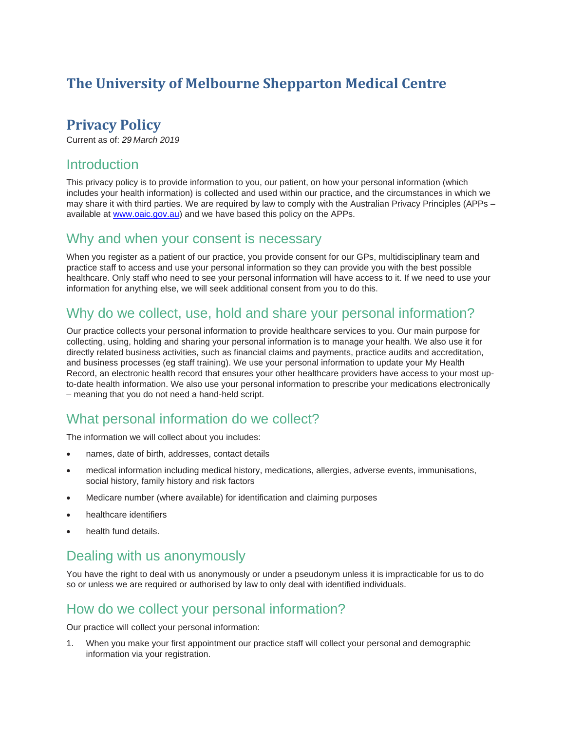# The University of Melbourne Shepparton Medical Centre

## Privacy Policy

Current as of: *29 March 2019*

### Introduction

This privacy policy is to provide information to you, our patient, on how your personal information (which includes your health information) is collected and used within our practice, and the circumstances in which we may share it with third parties. We are required by law to comply with the Australian Privacy Principles (APPs – available at [www.oaic.gov.au](www.oaic.gov.au)) and we have based this policy on the APPs.

### Why and when your consent is necessary

When you register as a patient of our practice, you provide consent for our GPs, multidisciplinary team and practice staff to access and use your personal information so they can provide you with the best possible healthcare. Only staff who need to see your personal information will have access to it. If we need to use your information for anything else, we will seek additional consent from you to do this.

### Why do we collect, use, hold and share your personal information?

Our practice collects your personal information to provide healthcare services to you. Our main purpose for collecting, using, holding and sharing your personal information is to manage your health. We also use it for directly related business activities, such as financial claims and payments, practice audits and accreditation, and business processes (eg staff training). We use your personal information to update your My Health Record, an electronic health record that ensures your other healthcare providers have access to your most up-to-date health information. We also use your personal information to prescribe your medications electronically – meaning that you do not need a hand-held script.

### What personal information do we collect?

The information we will collect about you includes:

- names, date of birth, addresses, contact details
- medical information including medical history, medications, allergies, adverse events, immunisations, social history, family history and risk factors
- Medicare number (where available) for identification and claiming purposes
- healthcare identifiers
- health fund details.

### Dealing with us anonymously

You have the right to deal with us anonymously or under a pseudonym unless it is impracticable for us to do so or unless we are required or authorised by law to only deal with identified individuals.

### How do we collect your personal information?

Our practice will collect your personal information:

1. When you make your first appointment our practice staff will collect your personal and demographic information via your registration.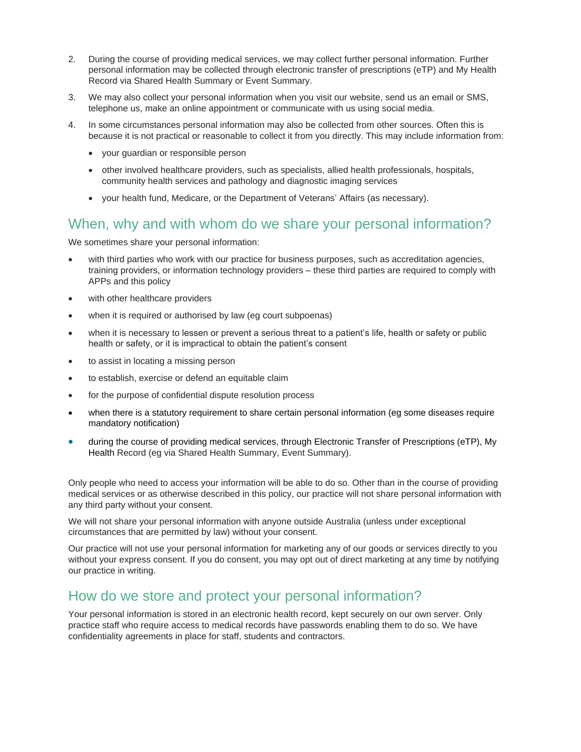2. During the course of providing medical services, we may collect further personal information. Further personal information may be collected through electronic transfer of prescriptions (eTP) and My Health Record via Shared Health Summary or Event Summary.
3. We may also collect your personal information when you visit our website, send us an email or SMS, telephone us, make an online appointment or communicate with us using social media.
4. In some circumstances personal information may also be collected from other sources. Often this is because it is not practical or reasonable to collect it from you directly. This may include information from:
   - your guardian or responsible person
   - other involved healthcare providers, such as specialists, allied health professionals, hospitals, community health services and pathology and diagnostic imaging services
   - your health fund, Medicare, or the Department of Veterans' Affairs (as necessary).

## When, why and with whom do we share your personal information?

We sometimes share your personal information:

- with third parties who work with our practice for business purposes, such as accreditation agencies, training providers, or information technology providers – these third parties are required to comply with APPs and this policy
- with other healthcare providers
- when it is required or authorised by law (eg court subpoenas)
- when it is necessary to lessen or prevent a serious threat to a patient's life, health or safety or public health or safety, or it is impractical to obtain the patient's consent
- to assist in locating a missing person
- to establish, exercise or defend an equitable claim
- for the purpose of confidential dispute resolution process
- when there is a statutory requirement to share certain personal information (eg some diseases require mandatory notification)
- during the course of providing medical services, through Electronic Transfer of Prescriptions (eTP), My Health Record (eg via Shared Health Summary, Event Summary).

Only people who need to access your information will be able to do so. Other than in the course of providing medical services or as otherwise described in this policy, our practice will not share personal information with any third party without your consent.

We will not share your personal information with anyone outside Australia (unless under exceptional circumstances that are permitted by law) without your consent.

Our practice will not use your personal information for marketing any of our goods or services directly to you without your express consent. If you do consent, you may opt out of direct marketing at any time by notifying our practice in writing.

## How do we store and protect your personal information?

Your personal information is stored in an electronic health record, kept securely on our own server. Only practice staff who require access to medical records have passwords enabling them to do so. We have confidentiality agreements in place for staff, students and contractors.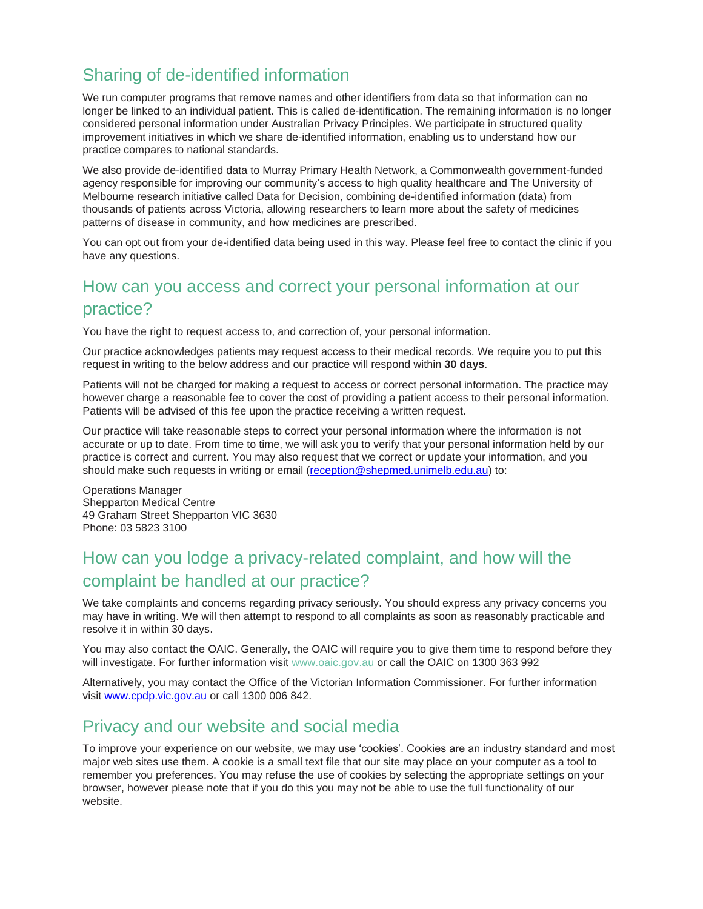## Sharing of de-identified information

We run computer programs that remove names and other identifiers from data so that information can no longer be linked to an individual patient. This is called de-identification. The remaining information is no longer considered personal information under Australian Privacy Principles. We participate in structured quality improvement initiatives in which we share de-identified information, enabling us to understand how our practice compares to national standards.

We also provide de-identified data to Murray Primary Health Network, a Commonwealth government-funded agency responsible for improving our community's access to high quality healthcare and The University of Melbourne research initiative called Data for Decision, combining de-identified information (data) from thousands of patients across Victoria, allowing researchers to learn more about the safety of medicines patterns of disease in community, and how medicines are prescribed.

You can opt out from your de-identified data being used in this way. Please feel free to contact the clinic if you have any questions.

## How can you access and correct your personal information at our practice?

You have the right to request access to, and correction of, your personal information.

Our practice acknowledges patients may request access to their medical records. We require you to put this request in writing to the below address and our practice will respond within **30 days**.

Patients will not be charged for making a request to access or correct personal information. The practice may however charge a reasonable fee to cover the cost of providing a patient access to their personal information. Patients will be advised of this fee upon the practice receiving a written request.

Our practice will take reasonable steps to correct your personal information where the information is not accurate or up to date. From time to time, we will ask you to verify that your personal information held by our practice is correct and current. You may also request that we correct or update your information, and you should make such requests in writing or email (reception@shepmed.unimelb.edu.au) to:

Operations Manager
Shepparton Medical Centre
49 Graham Street Shepparton VIC 3630
Phone: 03 5823 3100

## How can you lodge a privacy-related complaint, and how will the complaint be handled at our practice?

We take complaints and concerns regarding privacy seriously. You should express any privacy concerns you may have in writing. We will then attempt to respond to all complaints as soon as reasonably practicable and resolve it in within 30 days.

You may also contact the OAIC. Generally, the OAIC will require you to give them time to respond before they will investigate. For further information visit www.oaic.gov.au or call the OAIC on 1300 363 992

Alternatively, you may contact the Office of the Victorian Information Commissioner. For further information visit www.cpdp.vic.gov.au or call 1300 006 842.

## Privacy and our website and social media

To improve your experience on our website, we may use 'cookies'. Cookies are an industry standard and most major web sites use them. A cookie is a small text file that our site may place on your computer as a tool to remember you preferences. You may refuse the use of cookies by selecting the appropriate settings on your browser, however please note that if you do this you may not be able to use the full functionality of our website.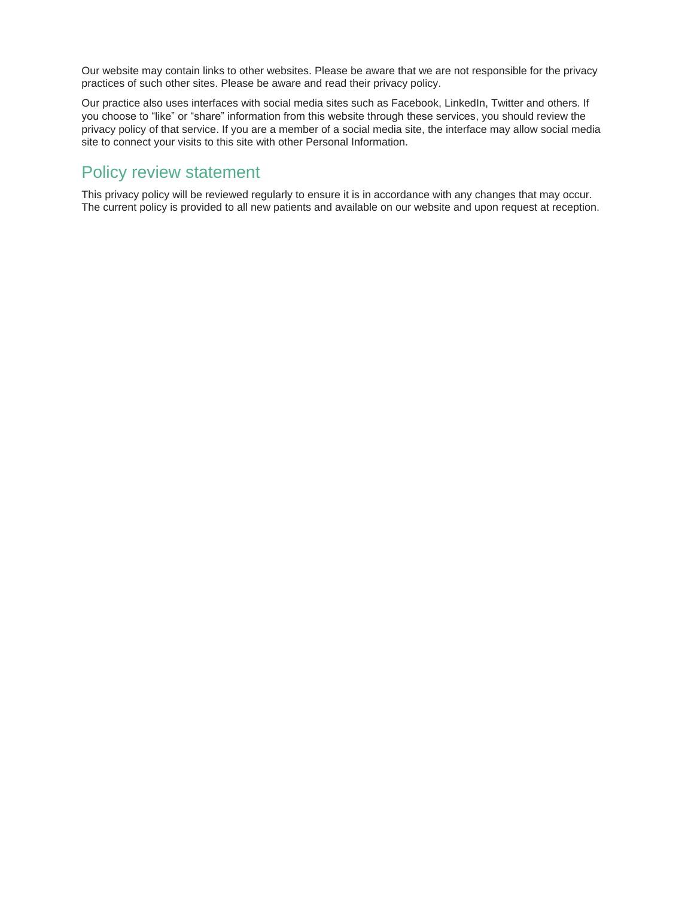Our website may contain links to other websites. Please be aware that we are not responsible for the privacy practices of such other sites. Please be aware and read their privacy policy.

Our practice also uses interfaces with social media sites such as Facebook, LinkedIn, Twitter and others. If you choose to "like" or "share" information from this website through these services, you should review the privacy policy of that service. If you are a member of a social media site, the interface may allow social media site to connect your visits to this site with other Personal Information.

## Policy review statement

This privacy policy will be reviewed regularly to ensure it is in accordance with any changes that may occur. The current policy is provided to all new patients and available on our website and upon request at reception.